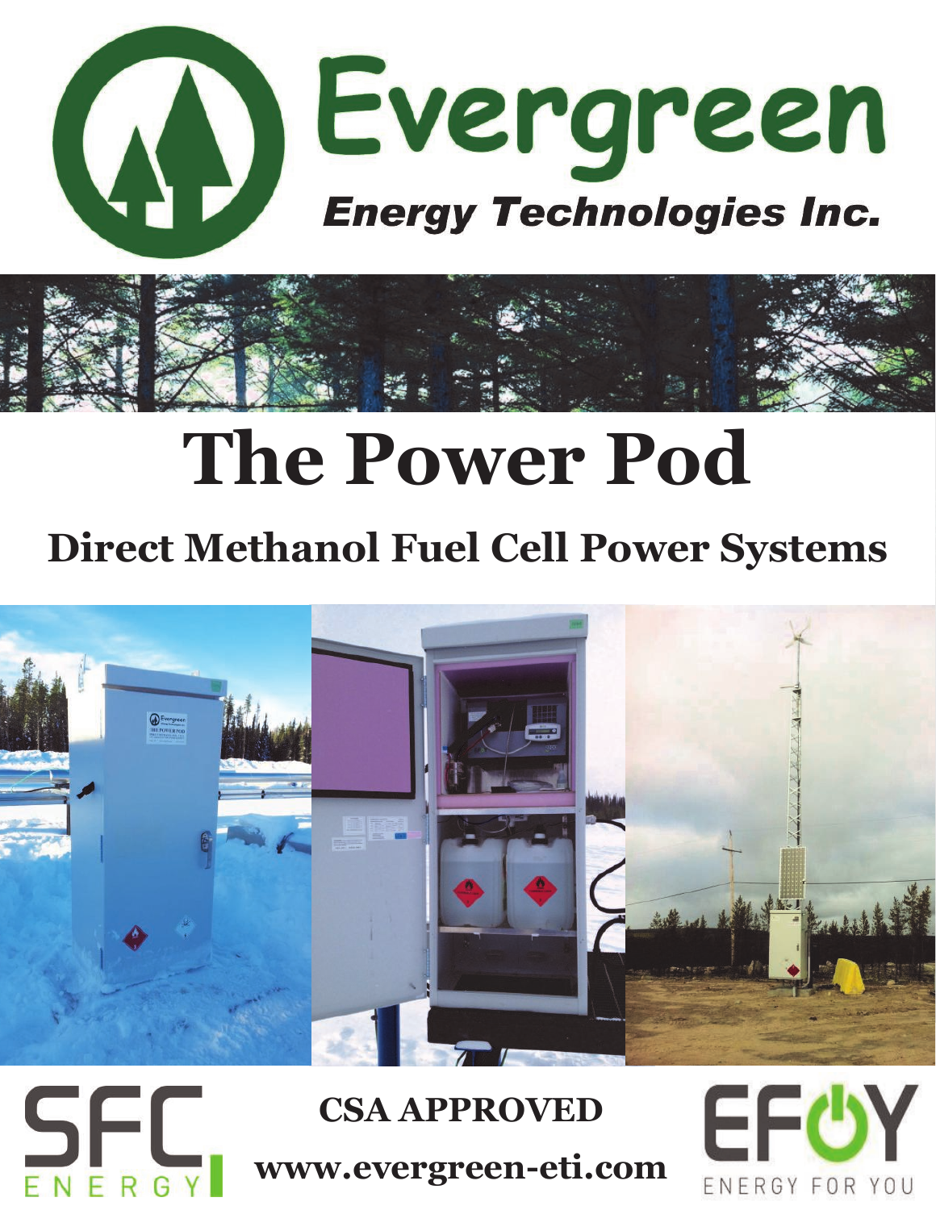# Evergreen

**Energy Technologies Inc.**

# The Power Pod

## Direct Methanol Fuel Cell Power Systems

SFC ENERGY

**CSA APPROVED**

**www.evergreen-eti.com**

EFOY ENERGY FOR YOU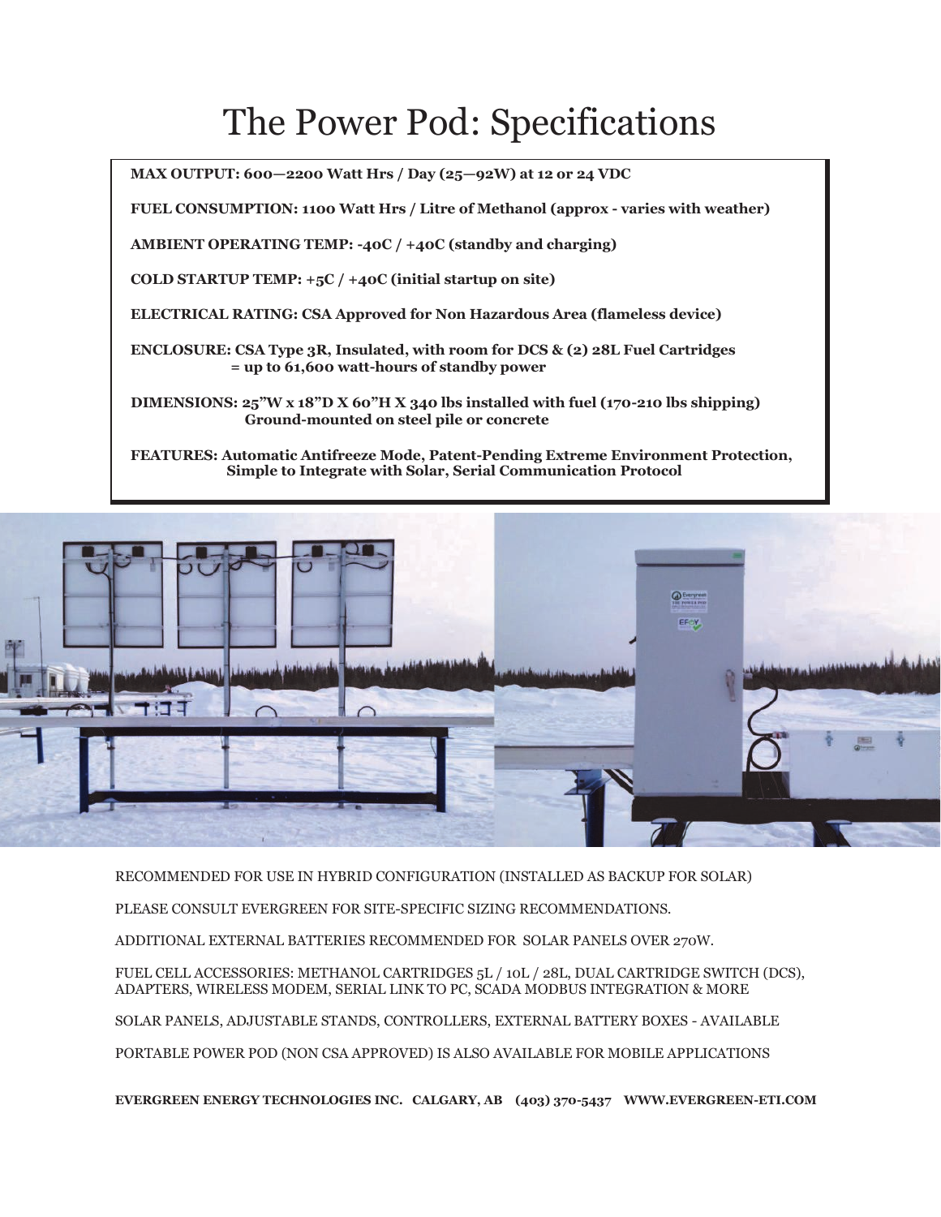# The Power Pod: Specifications

**MAX OUTPUT: 600—2200 Watt Hrs / Day (25—92W) at 12 or 24 VDC**

**FUEL CONSUMPTION: 1100 Watt Hrs / Litre of Methanol (approx - varies with weather)**

**AMBIENT OPERATING TEMP: -40C / +40C (standby and charging)**

**COLD STARTUP TEMP: +5C / +40C (initial startup on site)**

**ELECTRICAL RATING: CSA Approved for Non Hazardous Area (flameless device)**

**ENCLOSURE: CSA Type 3R, Insulated, with room for DCS & (2) 28L Fuel Cartridges = up to 61,600 watt-hours of standby power**

**DIMENSIONS: 25"W x 18"D X 60"H X 340 lbs installed with fuel (170-210 lbs shipping) Ground-mounted on steel pile or concrete**

**FEATURES: Automatic Antifreeze Mode, Patent-Pending Extreme Environment Protection, Simple to Integrate with Solar, Serial Communication Protocol**

RECOMMENDED FOR USE IN HYBRID CONFIGURATION (INSTALLED AS BACKUP FOR SOLAR)

PLEASE CONSULT EVERGREEN FOR SITE-SPECIFIC SIZING RECOMMENDATIONS.

ADDITIONAL EXTERNAL BATTERIES RECOMMENDED FOR SOLAR PANELS OVER 270W.

FUEL CELL ACCESSORIES: METHANOL CARTRIDGES 5L / 10L / 28L, DUAL CARTRIDGE SWITCH (DCS), ADAPTERS, WIRELESS MODEM, SERIAL LINK TO PC, SCADA MODBUS INTEGRATION & MORE

SOLAR PANELS, ADJUSTABLE STANDS, CONTROLLERS, EXTERNAL BATTERY BOXES - AVAILABLE

PORTABLE POWER POD (NON CSA APPROVED) IS ALSO AVAILABLE FOR MOBILE APPLICATIONS

**EVERGREEN ENERGY TECHNOLOGIES INC. CALGARY, AB (403) 370-5437 WWW.EVERGREEN-ETI.COM**